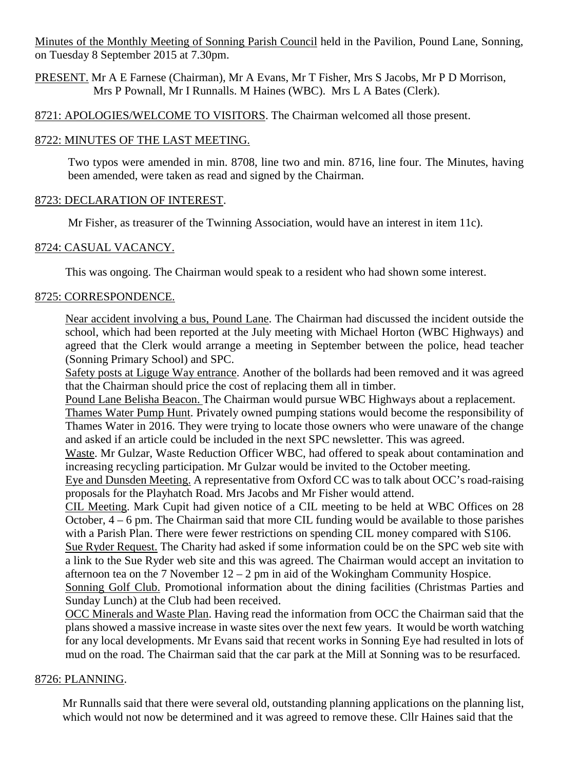Minutes of the Monthly Meeting of Sonning Parish Council held in the Pavilion, Pound Lane, Sonning, on Tuesday 8 September 2015 at 7.30pm.

PRESENT. Mr A E Farnese (Chairman), Mr A Evans, Mr T Fisher, Mrs S Jacobs, Mr P D Morrison, Mrs P Pownall, Mr I Runnalls. M Haines (WBC). Mrs L A Bates (Clerk).

8721: APOLOGIES/WELCOME TO VISITORS. The Chairman welcomed all those present.

8722: MINUTES OF THE LAST MEETING.

Two typos were amended in min. 8708, line two and min. 8716, line four. The Minutes, having been amended, were taken as read and signed by the Chairman.

8723: DECLARATION OF INTEREST.

Mr Fisher, as treasurer of the Twinning Association, would have an interest in item 11c).

8724: CASUAL VACANCY.

This was ongoing. The Chairman would speak to a resident who had shown some interest.

8725: CORRESPONDENCE.

Near accident involving a bus, Pound Lane. The Chairman had discussed the incident outside the school, which had been reported at the July meeting with Michael Horton (WBC Highways) and agreed that the Clerk would arrange a meeting in September between the police, head teacher (Sonning Primary School) and SPC.

Safety posts at Liguge Way entrance. Another of the bollards had been removed and it was agreed that the Chairman should price the cost of replacing them all in timber.

Pound Lane Belisha Beacon. The Chairman would pursue WBC Highways about a replacement.

Thames Water Pump Hunt. Privately owned pumping stations would become the responsibility of Thames Water in 2016. They were trying to locate those owners who were unaware of the change and asked if an article could be included in the next SPC newsletter. This was agreed.

Waste. Mr Gulzar, Waste Reduction Officer WBC, had offered to speak about contamination and increasing recycling participation. Mr Gulzar would be invited to the October meeting.

Eye and Dunsden Meeting. A representative from Oxford CC was to talk about OCC's road-raising proposals for the Playhatch Road. Mrs Jacobs and Mr Fisher would attend.

CIL Meeting. Mark Cupit had given notice of a CIL meeting to be held at WBC Offices on 28 October, 4 – 6 pm. The Chairman said that more CIL funding would be available to those parishes with a Parish Plan. There were fewer restrictions on spending CIL money compared with S106.

Sue Ryder Request. The Charity had asked if some information could be on the SPC web site with a link to the Sue Ryder web site and this was agreed. The Chairman would accept an invitation to afternoon tea on the 7 November 12 – 2 pm in aid of the Wokingham Community Hospice.

Sonning Golf Club. Promotional information about the dining facilities (Christmas Parties and Sunday Lunch) at the Club had been received.

OCC Minerals and Waste Plan. Having read the information from OCC the Chairman said that the plans showed a massive increase in waste sites over the next few years. It would be worth watching for any local developments. Mr Evans said that recent works in Sonning Eye had resulted in lots of mud on the road. The Chairman said that the car park at the Mill at Sonning was to be resurfaced.

8726: PLANNING.

Mr Runnalls said that there were several old, outstanding planning applications on the planning list, which would not now be determined and it was agreed to remove these. Cllr Haines said that the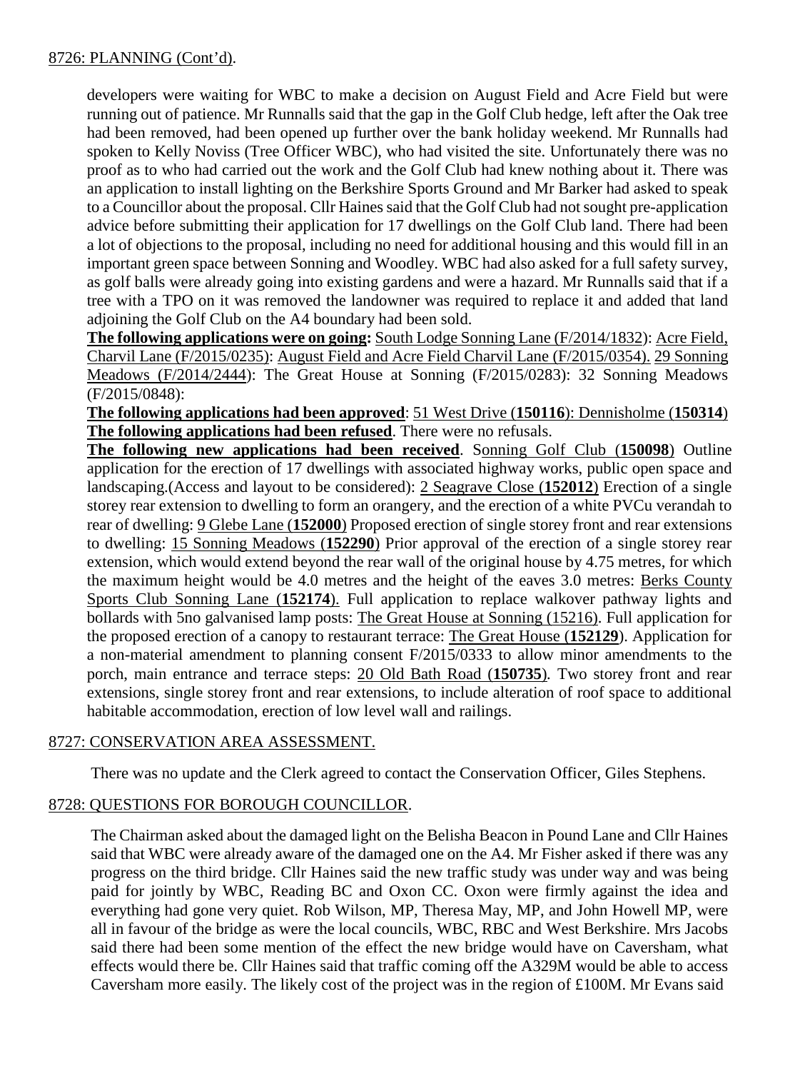8726: PLANNING (Cont'd).

developers were waiting for WBC to make a decision on August Field and Acre Field but were running out of patience. Mr Runnalls said that the gap in the Golf Club hedge, left after the Oak tree had been removed, had been opened up further over the bank holiday weekend. Mr Runnalls had spoken to Kelly Noviss (Tree Officer WBC), who had visited the site. Unfortunately there was no proof as to who had carried out the work and the Golf Club had knew nothing about it. There was an application to install lighting on the Berkshire Sports Ground and Mr Barker had asked to speak to a Councillor about the proposal. Cllr Haines said that the Golf Club had not sought pre-application advice before submitting their application for 17 dwellings on the Golf Club land. There had been a lot of objections to the proposal, including no need for additional housing and this would fill in an important green space between Sonning and Woodley. WBC had also asked for a full safety survey, as golf balls were already going into existing gardens and were a hazard. Mr Runnalls said that if a tree with a TPO on it was removed the landowner was required to replace it and added that land adjoining the Golf Club on the A4 boundary had been sold.

**The following applications were on going:** South Lodge Sonning Lane (F/2014/1832): Acre Field, Charvil Lane (F/2015/0235): August Field and Acre Field Charvil Lane (F/2015/0354). 29 Sonning Meadows (F/2014/2444): The Great House at Sonning (F/2015/0283): 32 Sonning Meadows (F/2015/0848):

**The following applications had been approved**: 51 West Drive (**150116**): Dennisholme (**150314**)

**The following applications had been refused**. There were no refusals.

**The following new applications had been received**. Sonning Golf Club (**150098**) Outline application for the erection of 17 dwellings with associated highway works, public open space and landscaping.(Access and layout to be considered): 2 Seagrave Close (**152012**) Erection of a single storey rear extension to dwelling to form an orangery, and the erection of a white PVCu verandah to rear of dwelling: 9 Glebe Lane (**152000**) Proposed erection of single storey front and rear extensions to dwelling: 15 Sonning Meadows (**152290**) Prior approval of the erection of a single storey rear extension, which would extend beyond the rear wall of the original house by 4.75 metres, for which the maximum height would be 4.0 metres and the height of the eaves 3.0 metres: Berks County Sports Club Sonning Lane (**152174**). Full application to replace walkover pathway lights and bollards with 5no galvanised lamp posts: The Great House at Sonning (15216). Full application for the proposed erection of a canopy to restaurant terrace: The Great House (**152129**). Application for a non-material amendment to planning consent F/2015/0333 to allow minor amendments to the porch, main entrance and terrace steps: 20 Old Bath Road (**150735**). Two storey front and rear extensions, single storey front and rear extensions, to include alteration of roof space to additional habitable accommodation, erection of low level wall and railings.

8727: CONSERVATION AREA ASSESSMENT.

There was no update and the Clerk agreed to contact the Conservation Officer, Giles Stephens.

8728: QUESTIONS FOR BOROUGH COUNCILLOR.

The Chairman asked about the damaged light on the Belisha Beacon in Pound Lane and Cllr Haines said that WBC were already aware of the damaged one on the A4. Mr Fisher asked if there was any progress on the third bridge. Cllr Haines said the new traffic study was under way and was being paid for jointly by WBC, Reading BC and Oxon CC. Oxon were firmly against the idea and everything had gone very quiet. Rob Wilson, MP, Theresa May, MP, and John Howell MP, were all in favour of the bridge as were the local councils, WBC, RBC and West Berkshire. Mrs Jacobs said there had been some mention of the effect the new bridge would have on Caversham, what effects would there be. Cllr Haines said that traffic coming off the A329M would be able to access Caversham more easily. The likely cost of the project was in the region of £100M. Mr Evans said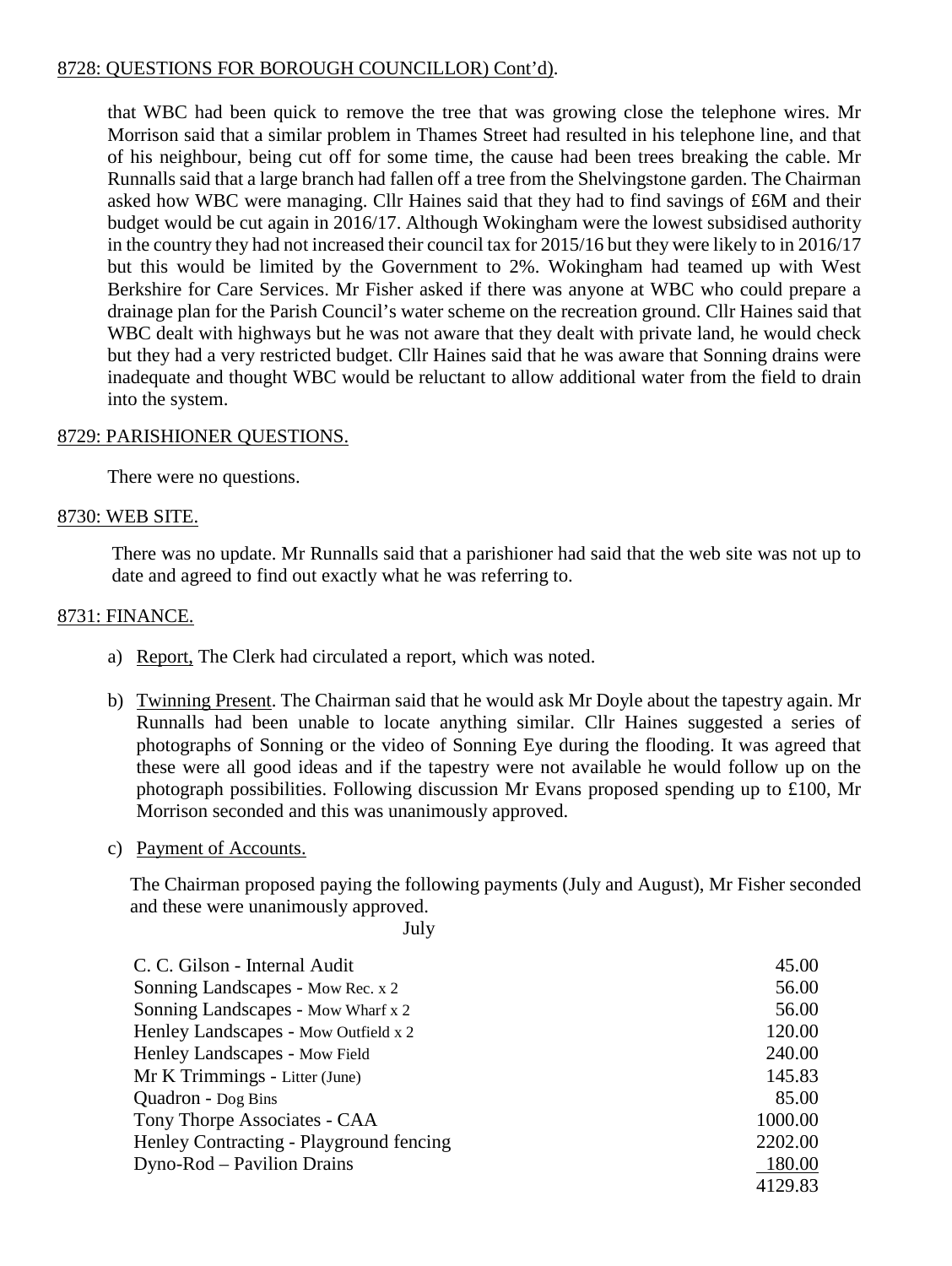8728: QUESTIONS FOR BOROUGH COUNCILLOR) Cont'd).

that WBC had been quick to remove the tree that was growing close the telephone wires. Mr Morrison said that a similar problem in Thames Street had resulted in his telephone line, and that of his neighbour, being cut off for some time, the cause had been trees breaking the cable. Mr Runnalls said that a large branch had fallen off a tree from the Shelvingstone garden. The Chairman asked how WBC were managing. Cllr Haines said that they had to find savings of £6M and their budget would be cut again in 2016/17. Although Wokingham were the lowest subsidised authority in the country they had not increased their council tax for 2015/16 but they were likely to in 2016/17 but this would be limited by the Government to 2%. Wokingham had teamed up with West Berkshire for Care Services. Mr Fisher asked if there was anyone at WBC who could prepare a drainage plan for the Parish Council's water scheme on the recreation ground. Cllr Haines said that WBC dealt with highways but he was not aware that they dealt with private land, he would check but they had a very restricted budget. Cllr Haines said that he was aware that Sonning drains were inadequate and thought WBC would be reluctant to allow additional water from the field to drain into the system.

8729: PARISHIONER QUESTIONS.

There were no questions.

8730: WEB SITE.

There was no update. Mr Runnalls said that a parishioner had said that the web site was not up to date and agreed to find out exactly what he was referring to.

8731: FINANCE.

a) Report, The Clerk had circulated a report, which was noted.

b) Twinning Present. The Chairman said that he would ask Mr Doyle about the tapestry again. Mr Runnalls had been unable to locate anything similar. Cllr Haines suggested a series of photographs of Sonning or the video of Sonning Eye during the flooding. It was agreed that these were all good ideas and if the tapestry were not available he would follow up on the photograph possibilities. Following discussion Mr Evans proposed spending up to £100, Mr Morrison seconded and this was unanimously approved.

c) Payment of Accounts.

The Chairman proposed paying the following payments (July and August), Mr Fisher seconded and these were unanimously approved.

July

| | |
|---|---|
| C. C. Gilson - Internal Audit | 45.00 |
| Sonning Landscapes - Mow Rec. x 2 | 56.00 |
| Sonning Landscapes - Mow Wharf x 2 | 56.00 |
| Henley Landscapes - Mow Outfield x 2 | 120.00 |
| Henley Landscapes - Mow Field | 240.00 |
| Mr K Trimmings - Litter (June) | 145.83 |
| Quadron - Dog Bins | 85.00 |
| Tony Thorpe Associates - CAA | 1000.00 |
| Henley Contracting - Playground fencing | 2202.00 |
| Dyno-Rod – Pavilion Drains | 180.00 |
| | 4129.83 |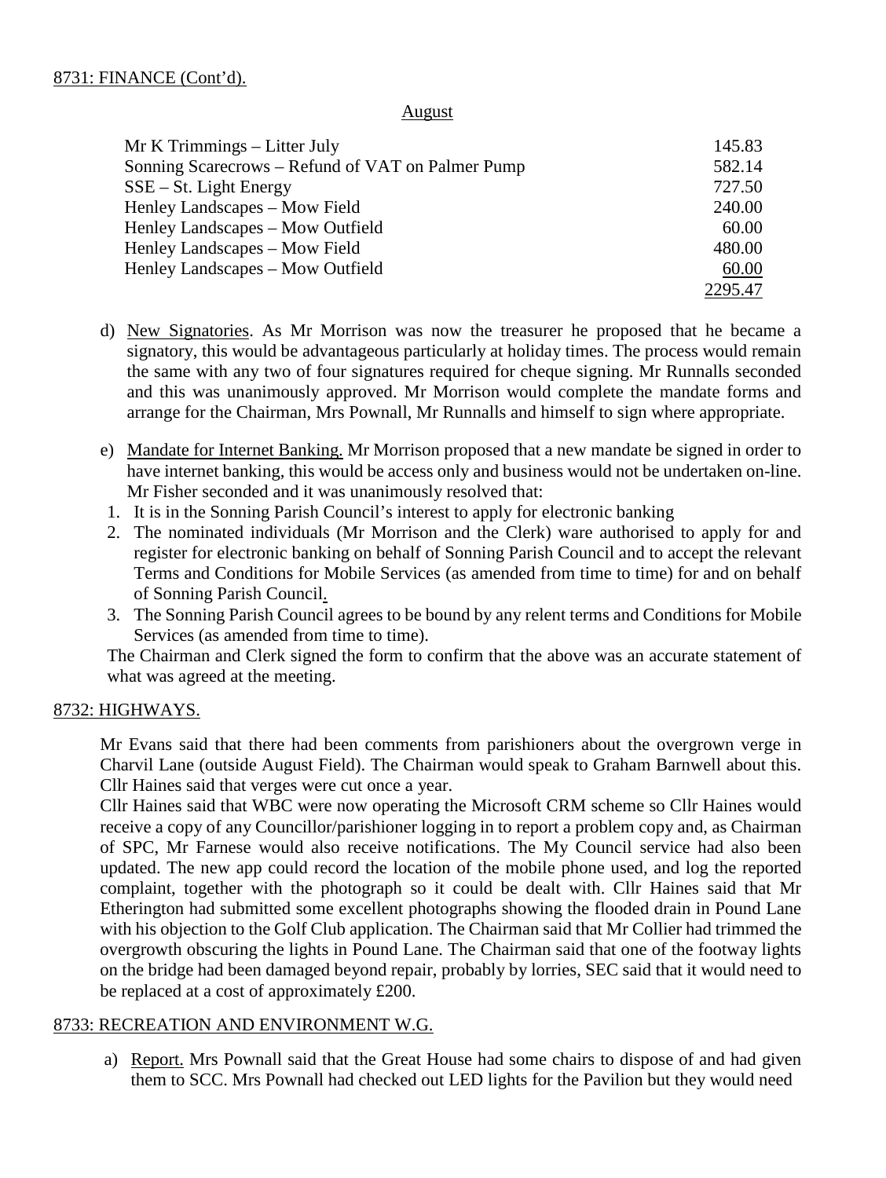8731: FINANCE (Cont'd).

August

| | |
|---|---|
| Mr K Trimmings – Litter July | 145.83 |
| Sonning Scarecrows – Refund of VAT on Palmer Pump | 582.14 |
| SSE – St. Light Energy | 727.50 |
| Henley Landscapes – Mow Field | 240.00 |
| Henley Landscapes – Mow Outfield | 60.00 |
| Henley Landscapes – Mow Field | 480.00 |
| Henley Landscapes – Mow Outfield | 60.00 |
| | 2295.47 |

d) New Signatories. As Mr Morrison was now the treasurer he proposed that he became a signatory, this would be advantageous particularly at holiday times. The process would remain the same with any two of four signatures required for cheque signing. Mr Runnalls seconded and this was unanimously approved. Mr Morrison would complete the mandate forms and arrange for the Chairman, Mrs Pownall, Mr Runnalls and himself to sign where appropriate.

e) Mandate for Internet Banking. Mr Morrison proposed that a new mandate be signed in order to have internet banking, this would be access only and business would not be undertaken on-line. Mr Fisher seconded and it was unanimously resolved that:

1. It is in the Sonning Parish Council's interest to apply for electronic banking
2. The nominated individuals (Mr Morrison and the Clerk) ware authorised to apply for and register for electronic banking on behalf of Sonning Parish Council and to accept the relevant Terms and Conditions for Mobile Services (as amended from time to time) for and on behalf of Sonning Parish Council.
3. The Sonning Parish Council agrees to be bound by any relent terms and Conditions for Mobile Services (as amended from time to time).

The Chairman and Clerk signed the form to confirm that the above was an accurate statement of what was agreed at the meeting.

8732: HIGHWAYS.

Mr Evans said that there had been comments from parishioners about the overgrown verge in Charvil Lane (outside August Field). The Chairman would speak to Graham Barnwell about this. Cllr Haines said that verges were cut once a year.

Cllr Haines said that WBC were now operating the Microsoft CRM scheme so Cllr Haines would receive a copy of any Councillor/parishioner logging in to report a problem copy and, as Chairman of SPC, Mr Farnese would also receive notifications. The My Council service had also been updated. The new app could record the location of the mobile phone used, and log the reported complaint, together with the photograph so it could be dealt with. Cllr Haines said that Mr Etherington had submitted some excellent photographs showing the flooded drain in Pound Lane with his objection to the Golf Club application. The Chairman said that Mr Collier had trimmed the overgrowth obscuring the lights in Pound Lane. The Chairman said that one of the footway lights on the bridge had been damaged beyond repair, probably by lorries, SEC said that it would need to be replaced at a cost of approximately £200.

8733: RECREATION AND ENVIRONMENT W.G.

a) Report. Mrs Pownall said that the Great House had some chairs to dispose of and had given them to SCC. Mrs Pownall had checked out LED lights for the Pavilion but they would need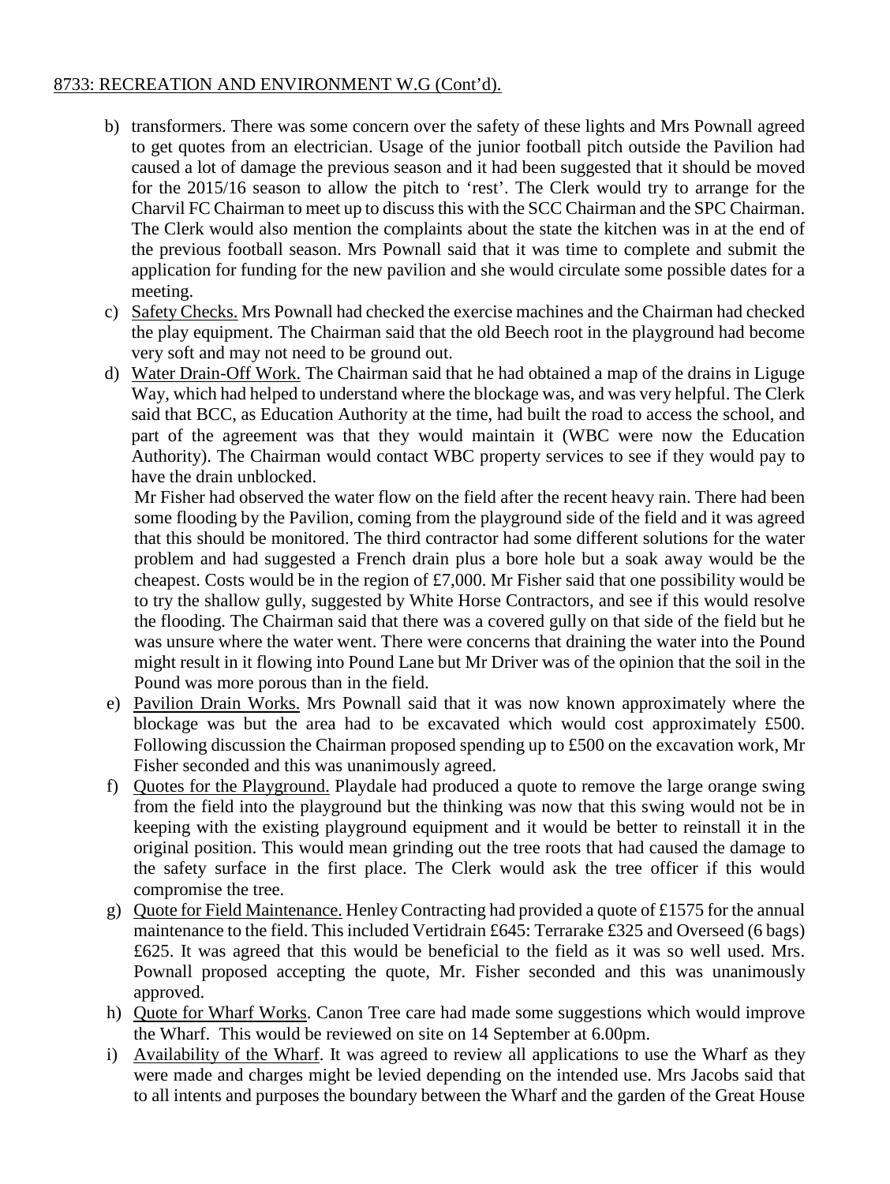8733: RECREATION AND ENVIRONMENT W.G (Cont'd).

b) transformers. There was some concern over the safety of these lights and Mrs Pownall agreed to get quotes from an electrician. Usage of the junior football pitch outside the Pavilion had caused a lot of damage the previous season and it had been suggested that it should be moved for the 2015/16 season to allow the pitch to 'rest'. The Clerk would try to arrange for the Charvil FC Chairman to meet up to discuss this with the SCC Chairman and the SPC Chairman. The Clerk would also mention the complaints about the state the kitchen was in at the end of the previous football season. Mrs Pownall said that it was time to complete and submit the application for funding for the new pavilion and she would circulate some possible dates for a meeting.

c) Safety Checks. Mrs Pownall had checked the exercise machines and the Chairman had checked the play equipment. The Chairman said that the old Beech root in the playground had become very soft and may not need to be ground out.

d) Water Drain-Off Work. The Chairman said that he had obtained a map of the drains in Liguge Way, which had helped to understand where the blockage was, and was very helpful. The Clerk said that BCC, as Education Authority at the time, had built the road to access the school, and part of the agreement was that they would maintain it (WBC were now the Education Authority). The Chairman would contact WBC property services to see if they would pay to have the drain unblocked.

   Mr Fisher had observed the water flow on the field after the recent heavy rain. There had been some flooding by the Pavilion, coming from the playground side of the field and it was agreed that this should be monitored. The third contractor had some different solutions for the water problem and had suggested a French drain plus a bore hole but a soak away would be the cheapest. Costs would be in the region of £7,000. Mr Fisher said that one possibility would be to try the shallow gully, suggested by White Horse Contractors, and see if this would resolve the flooding. The Chairman said that there was a covered gully on that side of the field but he was unsure where the water went. There were concerns that draining the water into the Pound might result in it flowing into Pound Lane but Mr Driver was of the opinion that the soil in the Pound was more porous than in the field.

e) Pavilion Drain Works. Mrs Pownall said that it was now known approximately where the blockage was but the area had to be excavated which would cost approximately £500. Following discussion the Chairman proposed spending up to £500 on the excavation work, Mr Fisher seconded and this was unanimously agreed.

f) Quotes for the Playground. Playdale had produced a quote to remove the large orange swing from the field into the playground but the thinking was now that this swing would not be in keeping with the existing playground equipment and it would be better to reinstall it in the original position. This would mean grinding out the tree roots that had caused the damage to the safety surface in the first place. The Clerk would ask the tree officer if this would compromise the tree.

g) Quote for Field Maintenance. Henley Contracting had provided a quote of £1575 for the annual maintenance to the field. This included Vertidrain £645: Terrarake £325 and Overseed (6 bags) £625. It was agreed that this would be beneficial to the field as it was so well used. Mrs. Pownall proposed accepting the quote, Mr. Fisher seconded and this was unanimously approved.

h) Quote for Wharf Works. Canon Tree care had made some suggestions which would improve the Wharf. This would be reviewed on site on 14 September at 6.00pm.

i) Availability of the Wharf. It was agreed to review all applications to use the Wharf as they were made and charges might be levied depending on the intended use. Mrs Jacobs said that to all intents and purposes the boundary between the Wharf and the garden of the Great House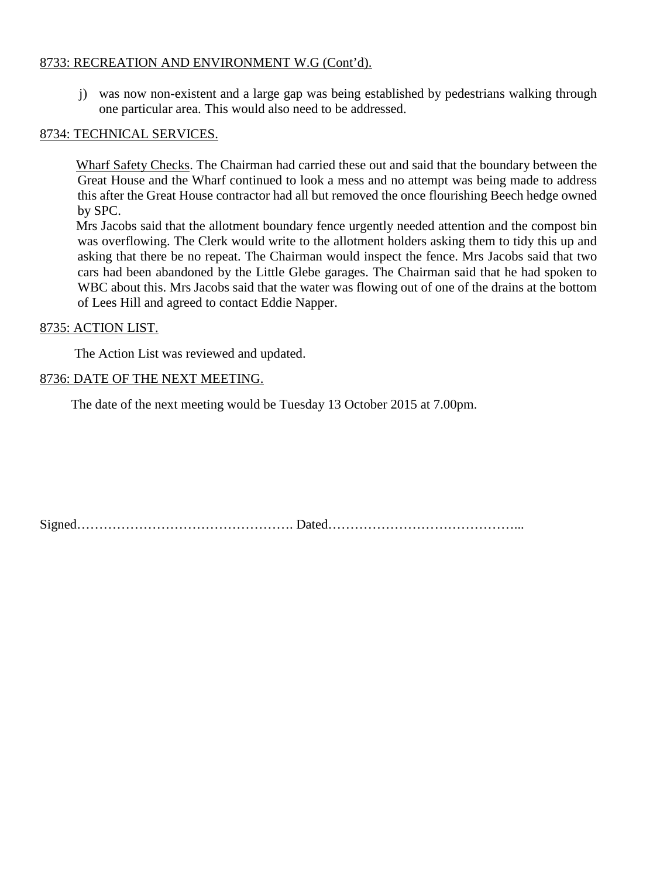8733: RECREATION AND ENVIRONMENT W.G (Cont'd).

j) was now non-existent and a large gap was being established by pedestrians walking through one particular area. This would also need to be addressed.

8734: TECHNICAL SERVICES.

Wharf Safety Checks. The Chairman had carried these out and said that the boundary between the Great House and the Wharf continued to look a mess and no attempt was being made to address this after the Great House contractor had all but removed the once flourishing Beech hedge owned by SPC.

Mrs Jacobs said that the allotment boundary fence urgently needed attention and the compost bin was overflowing. The Clerk would write to the allotment holders asking them to tidy this up and asking that there be no repeat. The Chairman would inspect the fence. Mrs Jacobs said that two cars had been abandoned by the Little Glebe garages. The Chairman said that he had spoken to WBC about this. Mrs Jacobs said that the water was flowing out of one of the drains at the bottom of Lees Hill and agreed to contact Eddie Napper.

8735: ACTION LIST.

The Action List was reviewed and updated.

8736: DATE OF THE NEXT MEETING.

The date of the next meeting would be Tuesday 13 October 2015 at 7.00pm.

Signed…………………………………………. Dated……………………………………...